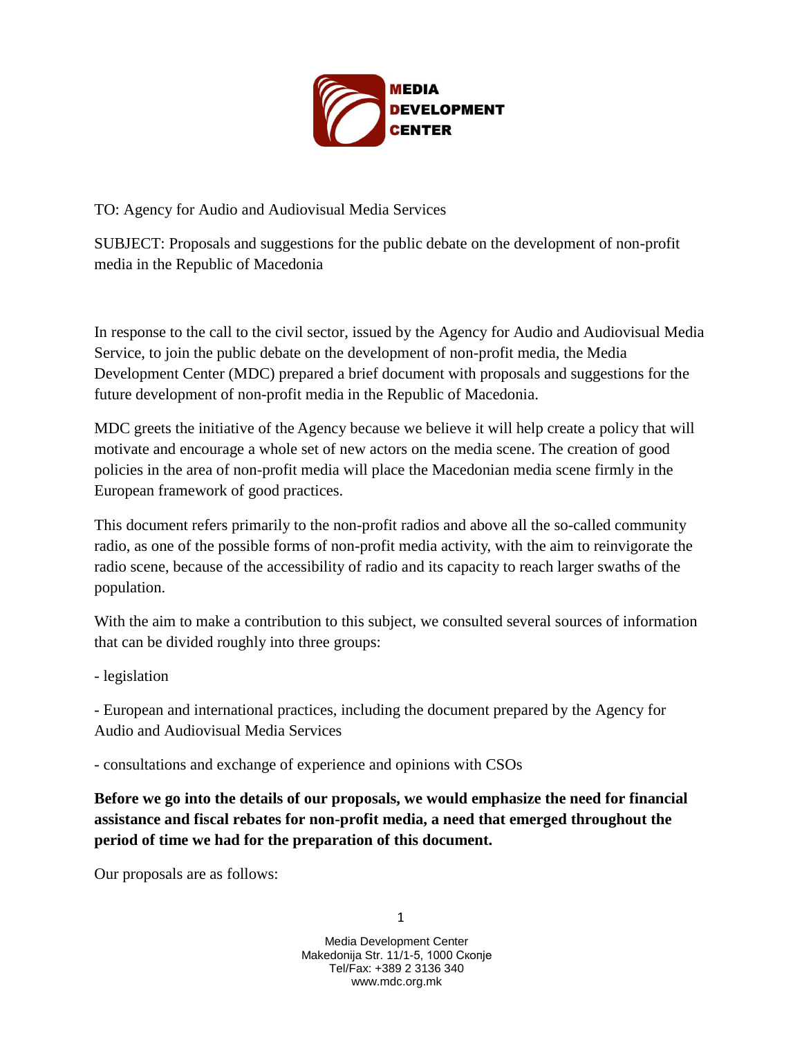MEDIA DEVELOPMENT CENTER

TO: Agency for Audio and Audiovisual Media Services

SUBJECT: Proposals and suggestions for the public debate on the development of non-profit media in the Republic of Macedonia

In response to the call to the civil sector, issued by the Agency for Audio and Audiovisual Media Service, to join the public debate on the development of non-profit media, the Media Development Center (MDC) prepared a brief document with proposals and suggestions for the future development of non-profit media in the Republic of Macedonia.

MDC greets the initiative of the Agency because we believe it will help create a policy that will motivate and encourage a whole set of new actors on the media scene. The creation of good policies in the area of non-profit media will place the Macedonian media scene firmly in the European framework of good practices.

This document refers primarily to the non-profit radios and above all the so-called community radio, as one of the possible forms of non-profit media activity, with the aim to reinvigorate the radio scene, because of the accessibility of radio and its capacity to reach larger swaths of the population.

With the aim to make a contribution to this subject, we consulted several sources of information that can be divided roughly into three groups:

- legislation

- European and international practices, including the document prepared by the Agency for Audio and Audiovisual Media Services

- consultations and exchange of experience and opinions with CSOs

**Before we go into the details of our proposals, we would emphasize the need for financial assistance and fiscal rebates for non-profit media, a need that emerged throughout the period of time we had for the preparation of this document.**

Our proposals are as follows:

Media Development Center
Makedonija Str. 11/1-5, 1000 Скопје
Tel/Fax: +389 2 3136 340
www.mdc.org.mk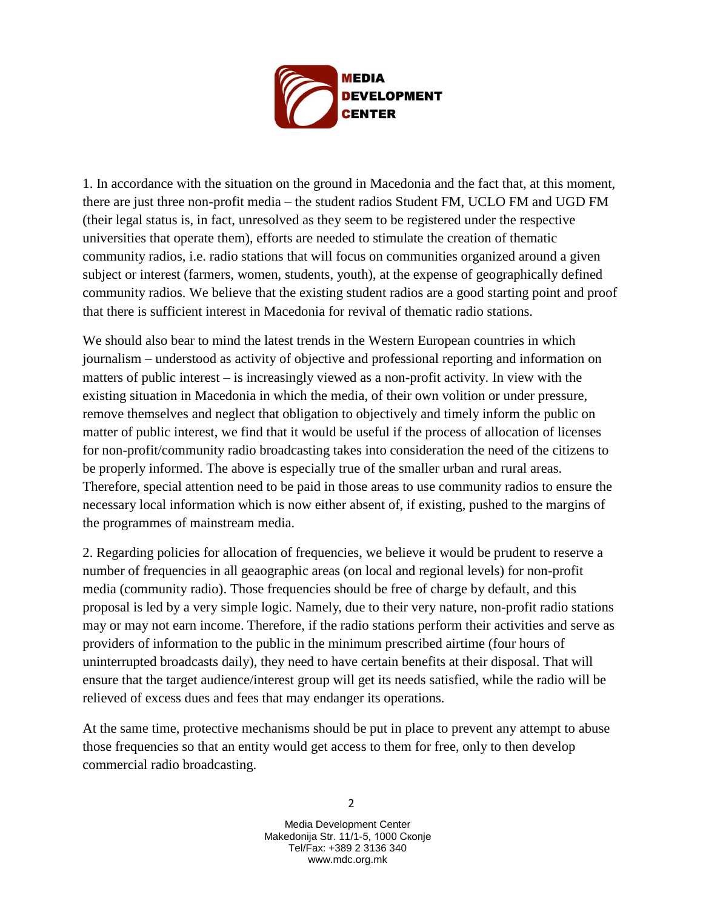1. In accordance with the situation on the ground in Macedonia and the fact that, at this moment, there are just three non-profit media – the student radios Student FM, UCLO FM and UGD FM (their legal status is, in fact, unresolved as they seem to be registered under the respective universities that operate them), efforts are needed to stimulate the creation of thematic community radios, i.e. radio stations that will focus on communities organized around a given subject or interest (farmers, women, students, youth), at the expense of geographically defined community radios. We believe that the existing student radios are a good starting point and proof that there is sufficient interest in Macedonia for revival of thematic radio stations.

We should also bear to mind the latest trends in the Western European countries in which journalism – understood as activity of objective and professional reporting and information on matters of public interest – is increasingly viewed as a non-profit activity. In view with the existing situation in Macedonia in which the media, of their own volition or under pressure, remove themselves and neglect that obligation to objectively and timely inform the public on matter of public interest, we find that it would be useful if the process of allocation of licenses for non-profit/community radio broadcasting takes into consideration the need of the citizens to be properly informed. The above is especially true of the smaller urban and rural areas. Therefore, special attention need to be paid in those areas to use community radios to ensure the necessary local information which is now either absent of, if existing, pushed to the margins of the programmes of mainstream media.

2. Regarding policies for allocation of frequencies, we believe it would be prudent to reserve a number of frequencies in all geaographic areas (on local and regional levels) for non-profit media (community radio). Those frequencies should be free of charge by default, and this proposal is led by a very simple logic. Namely, due to their very nature, non-profit radio stations may or may not earn income. Therefore, if the radio stations perform their activities and serve as providers of information to the public in the minimum prescribed airtime (four hours of uninterrupted broadcasts daily), they need to have certain benefits at their disposal. That will ensure that the target audience/interest group will get its needs satisfied, while the radio will be relieved of excess dues and fees that may endanger its operations.

At the same time, protective mechanisms should be put in place to prevent any attempt to abuse those frequencies so that an entity would get access to them for free, only to then develop commercial radio broadcasting.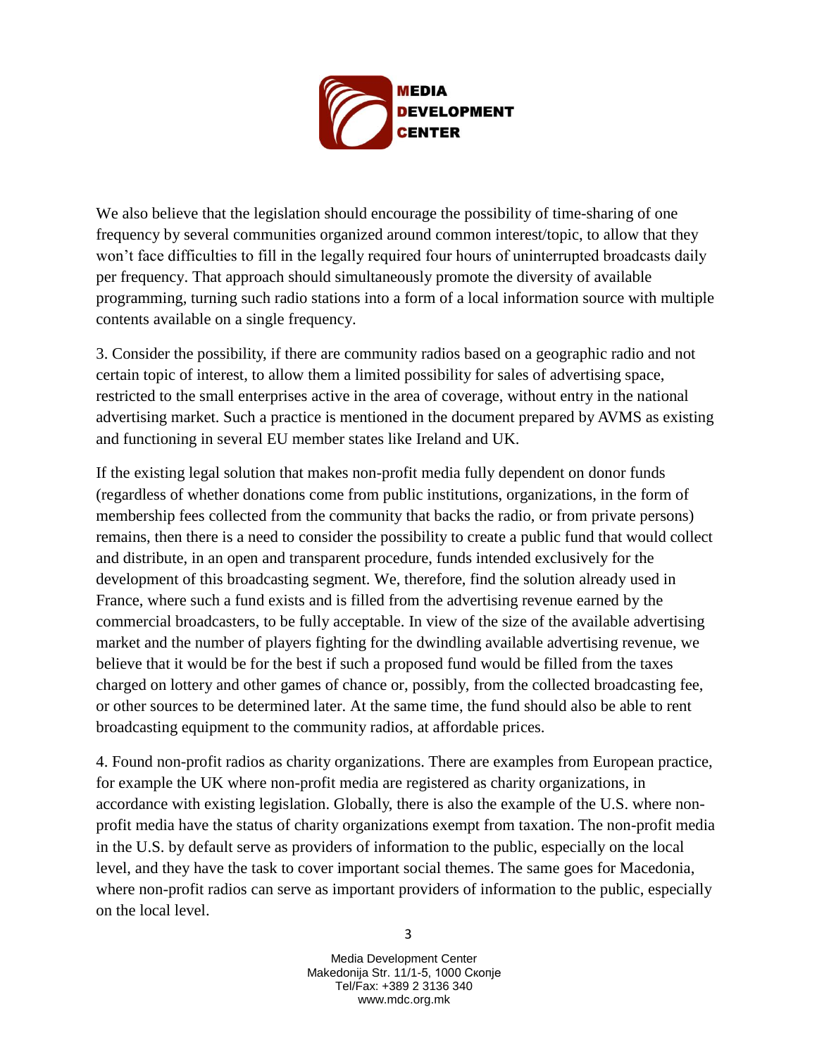We also believe that the legislation should encourage the possibility of time-sharing of one frequency by several communities organized around common interest/topic, to allow that they won't face difficulties to fill in the legally required four hours of uninterrupted broadcasts daily per frequency. That approach should simultaneously promote the diversity of available programming, turning such radio stations into a form of a local information source with multiple contents available on a single frequency.

3. Consider the possibility, if there are community radios based on a geographic radio and not certain topic of interest, to allow them a limited possibility for sales of advertising space, restricted to the small enterprises active in the area of coverage, without entry in the national advertising market. Such a practice is mentioned in the document prepared by AVMS as existing and functioning in several EU member states like Ireland and UK.

If the existing legal solution that makes non-profit media fully dependent on donor funds (regardless of whether donations come from public institutions, organizations, in the form of membership fees collected from the community that backs the radio, or from private persons) remains, then there is a need to consider the possibility to create a public fund that would collect and distribute, in an open and transparent procedure, funds intended exclusively for the development of this broadcasting segment. We, therefore, find the solution already used in France, where such a fund exists and is filled from the advertising revenue earned by the commercial broadcasters, to be fully acceptable. In view of the size of the available advertising market and the number of players fighting for the dwindling available advertising revenue, we believe that it would be for the best if such a proposed fund would be filled from the taxes charged on lottery and other games of chance or, possibly, from the collected broadcasting fee, or other sources to be determined later. At the same time, the fund should also be able to rent broadcasting equipment to the community radios, at affordable prices.

4. Found non-profit radios as charity organizations. There are examples from European practice, for example the UK where non-profit media are registered as charity organizations, in accordance with existing legislation. Globally, there is also the example of the U.S. where non-profit media have the status of charity organizations exempt from taxation. The non-profit media in the U.S. by default serve as providers of information to the public, especially on the local level, and they have the task to cover important social themes. The same goes for Macedonia, where non-profit radios can serve as important providers of information to the public, especially on the local level.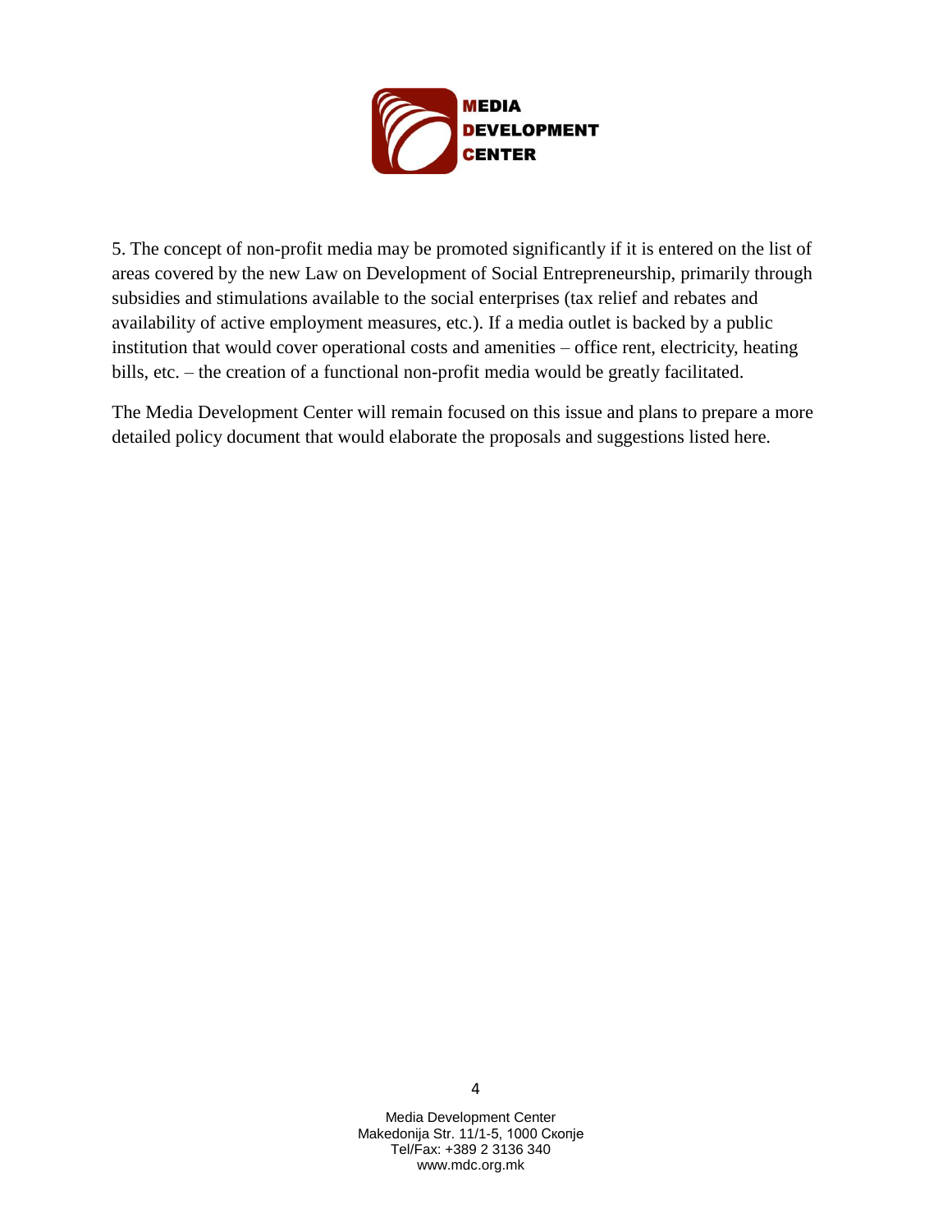5. The concept of non-profit media may be promoted significantly if it is entered on the list of areas covered by the new Law on Development of Social Entrepreneurship, primarily through subsidies and stimulations available to the social enterprises (tax relief and rebates and availability of active employment measures, etc.). If a media outlet is backed by a public institution that would cover operational costs and amenities – office rent, electricity, heating bills, etc. – the creation of a functional non-profit media would be greatly facilitated.

The Media Development Center will remain focused on this issue and plans to prepare a more detailed policy document that would elaborate the proposals and suggestions listed here.